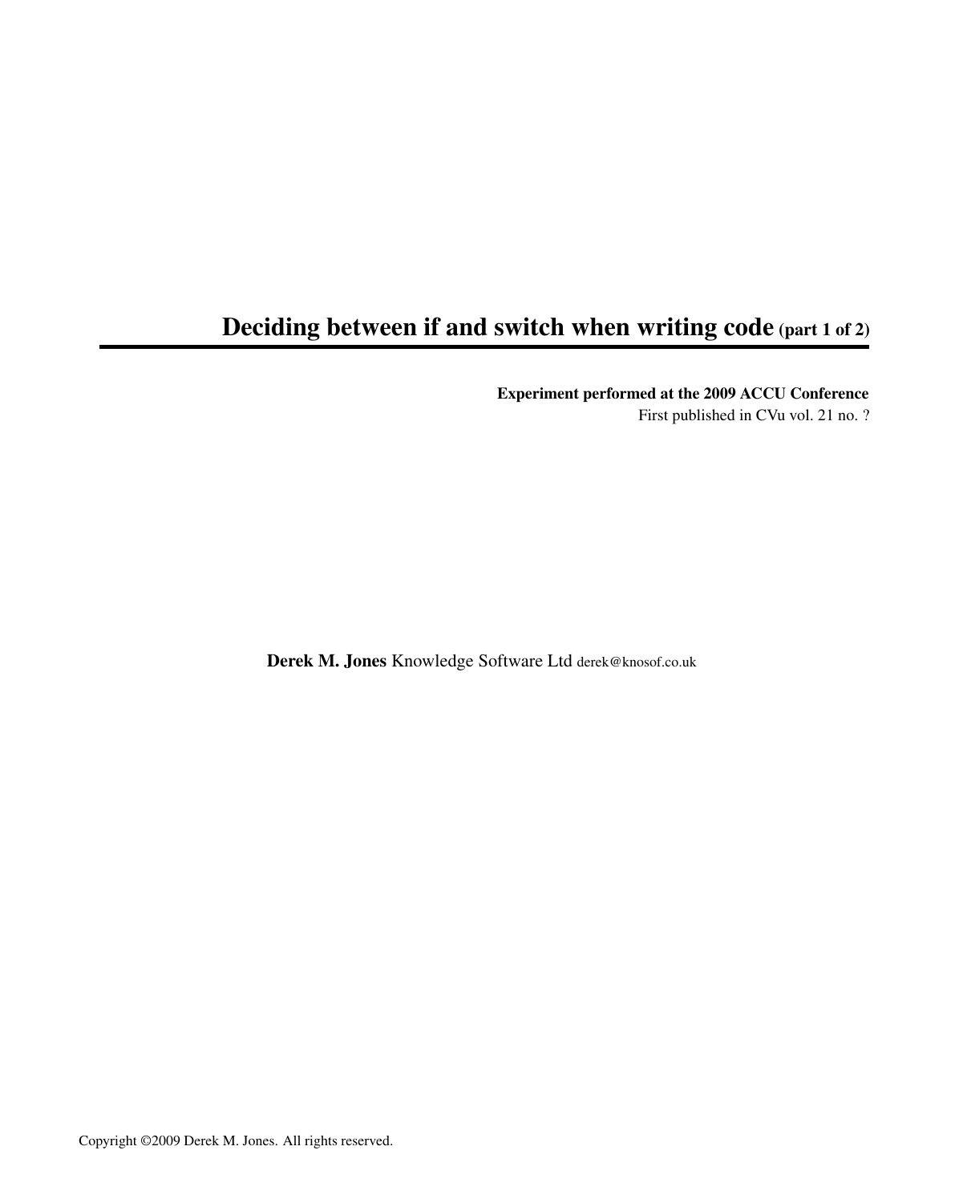# Deciding between if and switch when writing code (part 1 of 2)

**Experiment performed at the 2009 ACCU Conference**

First published in CVu vol. 21 no. ?

**Derek M. Jones** Knowledge Software Ltd derek@knosof.co.uk

Copyright ©2009 Derek M. Jones. All rights reserved.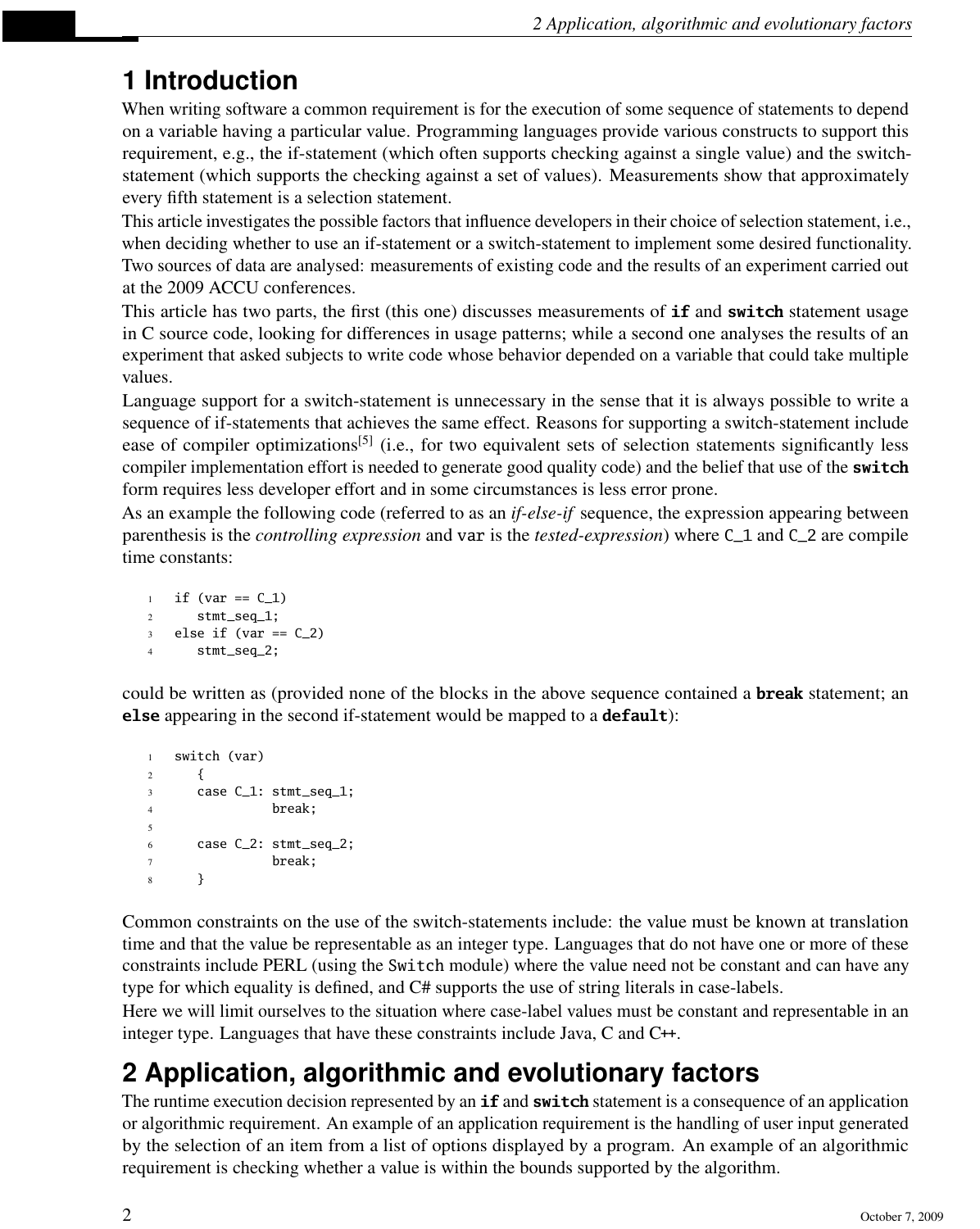# 1 Introduction

When writing software a common requirement is for the execution of some sequence of statements to depend on a variable having a particular value. Programming languages provide various constructs to support this requirement, e.g., the if-statement (which often supports checking against a single value) and the switch-statement (which supports the checking against a set of values). Measurements show that approximately every fifth statement is a selection statement.

This article investigates the possible factors that influence developers in their choice of selection statement, i.e., when deciding whether to use an if-statement or a switch-statement to implement some desired functionality. Two sources of data are analysed: measurements of existing code and the results of an experiment carried out at the 2009 ACCU conferences.

This article has two parts, the first (this one) discusses measurements of **if** and **switch** statement usage in C source code, looking for differences in usage patterns; while a second one analyses the results of an experiment that asked subjects to write code whose behavior depended on a variable that could take multiple values.

Language support for a switch-statement is unnecessary in the sense that it is always possible to write a sequence of if-statements that achieves the same effect. Reasons for supporting a switch-statement include ease of compiler optimizations[5] (i.e., for two equivalent sets of selection statements significantly less compiler implementation effort is needed to generate good quality code) and the belief that use of the **switch** form requires less developer effort and in some circumstances is less error prone.

As an example the following code (referred to as an *if-else-if* sequence, the expression appearing between parenthesis is the *controlling expression* and `var` is the *tested-expression*) where `C_1` and `C_2` are compile time constants:

```
if (var == C_1)
   stmt_seq_1;
else if (var == C_2)
   stmt_seq_2;
```

could be written as (provided none of the blocks in the above sequence contained a **break** statement; an **else** appearing in the second if-statement would be mapped to a **default**):

```
switch (var)
   {
   case C_1: stmt_seq_1;
             break;

   case C_2: stmt_seq_2;
             break;
   }
```

Common constraints on the use of the switch-statements include: the value must be known at translation time and that the value be representable as an integer type. Languages that do not have one or more of these constraints include PERL (using the `Switch` module) where the value need not be constant and can have any type for which equality is defined, and C# supports the use of string literals in case-labels.

Here we will limit ourselves to the situation where case-label values must be constant and representable in an integer type. Languages that have these constraints include Java, C and C++.

# 2 Application, algorithmic and evolutionary factors

The runtime execution decision represented by an **if** and **switch** statement is a consequence of an application or algorithmic requirement. An example of an application requirement is the handling of user input generated by the selection of an item from a list of options displayed by a program. An example of an algorithmic requirement is checking whether a value is within the bounds supported by the algorithm.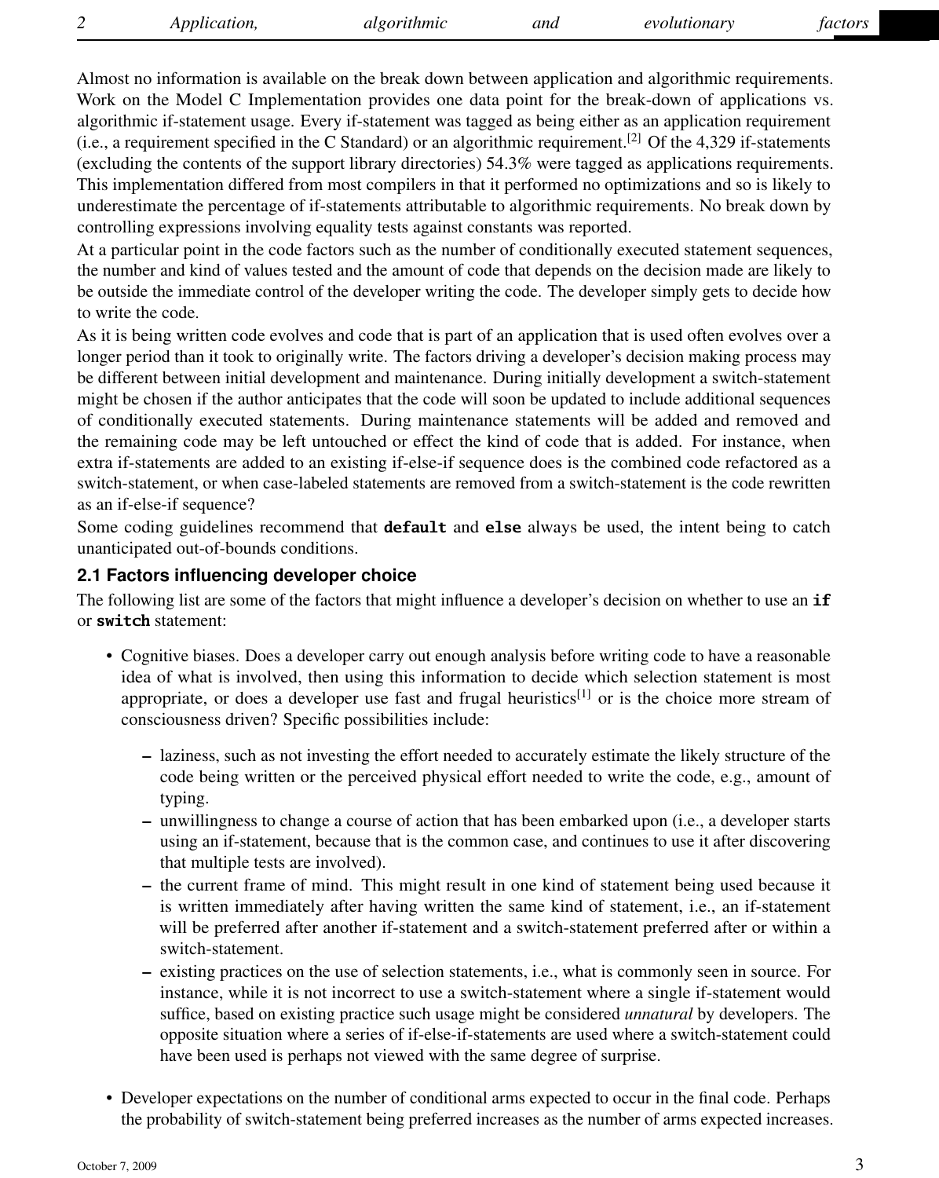Almost no information is available on the break down between application and algorithmic requirements. Work on the Model C Implementation provides one data point for the break-down of applications vs. algorithmic if-statement usage. Every if-statement was tagged as being either as an application requirement (i.e., a requirement specified in the C Standard) or an algorithmic requirement.[2] Of the 4,329 if-statements (excluding the contents of the support library directories) 54.3% were tagged as applications requirements. This implementation differed from most compilers in that it performed no optimizations and so is likely to underestimate the percentage of if-statements attributable to algorithmic requirements. No break down by controlling expressions involving equality tests against constants was reported.

At a particular point in the code factors such as the number of conditionally executed statement sequences, the number and kind of values tested and the amount of code that depends on the decision made are likely to be outside the immediate control of the developer writing the code. The developer simply gets to decide how to write the code.

As it is being written code evolves and code that is part of an application that is used often evolves over a longer period than it took to originally write. The factors driving a developer's decision making process may be different between initial development and maintenance. During initially development a switch-statement might be chosen if the author anticipates that the code will soon be updated to include additional sequences of conditionally executed statements. During maintenance statements will be added and removed and the remaining code may be left untouched or effect the kind of code that is added. For instance, when extra if-statements are added to an existing if-else-if sequence does is the combined code refactored as a switch-statement, or when case-labeled statements are removed from a switch-statement is the code rewritten as an if-else-if sequence?

Some coding guidelines recommend that **`default`** and **`else`** always be used, the intent being to catch unanticipated out-of-bounds conditions.

## 2.1 Factors influencing developer choice

The following list are some of the factors that might influence a developer's decision on whether to use an **`if`** or **`switch`** statement:

- Cognitive biases. Does a developer carry out enough analysis before writing code to have a reasonable idea of what is involved, then using this information to decide which selection statement is most appropriate, or does a developer use fast and frugal heuristics[1] or is the choice more stream of consciousness driven? Specific possibilities include:
  - laziness, such as not investing the effort needed to accurately estimate the likely structure of the code being written or the perceived physical effort needed to write the code, e.g., amount of typing.
  - unwillingness to change a course of action that has been embarked upon (i.e., a developer starts using an if-statement, because that is the common case, and continues to use it after discovering that multiple tests are involved).
  - the current frame of mind. This might result in one kind of statement being used because it is written immediately after having written the same kind of statement, i.e., an if-statement will be preferred after another if-statement and a switch-statement preferred after or within a switch-statement.
  - existing practices on the use of selection statements, i.e., what is commonly seen in source. For instance, while it is not incorrect to use a switch-statement where a single if-statement would suffice, based on existing practice such usage might be considered *unnatural* by developers. The opposite situation where a series of if-else-if-statements are used where a switch-statement could have been used is perhaps not viewed with the same degree of surprise.
- Developer expectations on the number of conditional arms expected to occur in the final code. Perhaps the probability of switch-statement being preferred increases as the number of arms expected increases.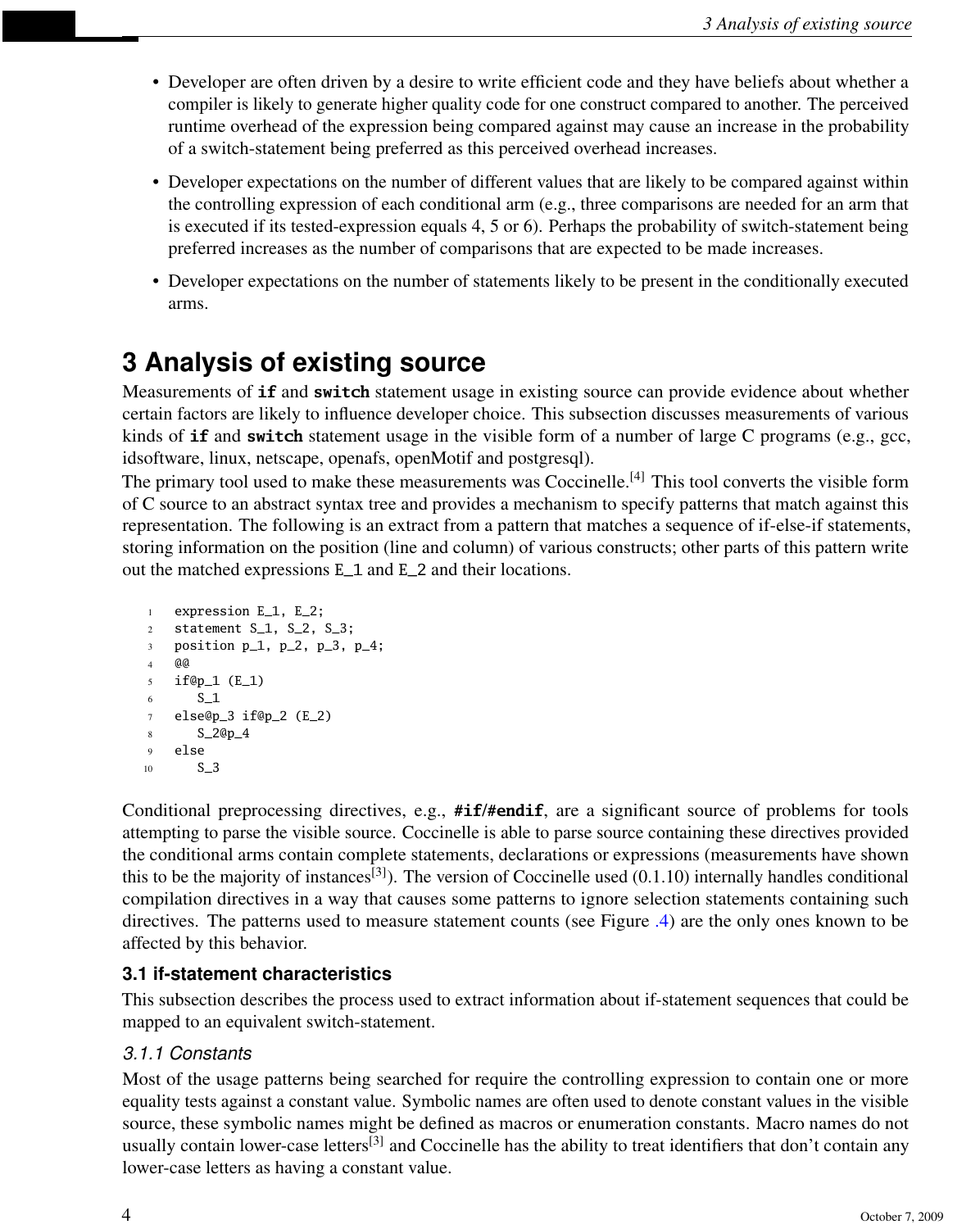- Developer are often driven by a desire to write efficient code and they have beliefs about whether a compiler is likely to generate higher quality code for one construct compared to another. The perceived runtime overhead of the expression being compared against may cause an increase in the probability of a switch-statement being preferred as this perceived overhead increases.
- Developer expectations on the number of different values that are likely to be compared against within the controlling expression of each conditional arm (e.g., three comparisons are needed for an arm that is executed if its tested-expression equals 4, 5 or 6). Perhaps the probability of switch-statement being preferred increases as the number of comparisons that are expected to be made increases.
- Developer expectations on the number of statements likely to be present in the conditionally executed arms.

# 3 Analysis of existing source

Measurements of **if** and **switch** statement usage in existing source can provide evidence about whether certain factors are likely to influence developer choice. This subsection discusses measurements of various kinds of **if** and **switch** statement usage in the visible form of a number of large C programs (e.g., gcc, idsoftware, linux, netscape, openafs, openMotif and postgresql).

The primary tool used to make these measurements was Coccinelle.[4] This tool converts the visible form of C source to an abstract syntax tree and provides a mechanism to specify patterns that match against this representation. The following is an extract from a pattern that matches a sequence of if-else-if statements, storing information on the position (line and column) of various constructs; other parts of this pattern write out the matched expressions E_1 and E_2 and their locations.

```
expression E_1, E_2;
statement S_1, S_2, S_3;
position p_1, p_2, p_3, p_4;
@@
if@p_1 (E_1)
   S_1
else@p_3 if@p_2 (E_2)
   S_2@p_4
else
   S_3
```

Conditional preprocessing directives, e.g., **#if**/**#endif**, are a significant source of problems for tools attempting to parse the visible source. Coccinelle is able to parse source containing these directives provided the conditional arms contain complete statements, declarations or expressions (measurements have shown this to be the majority of instances[3]). The version of Coccinelle used (0.1.10) internally handles conditional compilation directives in a way that causes some patterns to ignore selection statements containing such directives. The patterns used to measure statement counts (see Figure .4) are the only ones known to be affected by this behavior.

## 3.1 if-statement characteristics

This subsection describes the process used to extract information about if-statement sequences that could be mapped to an equivalent switch-statement.

### *3.1.1 Constants*

Most of the usage patterns being searched for require the controlling expression to contain one or more equality tests against a constant value. Symbolic names are often used to denote constant values in the visible source, these symbolic names might be defined as macros or enumeration constants. Macro names do not usually contain lower-case letters[3] and Coccinelle has the ability to treat identifiers that don't contain any lower-case letters as having a constant value.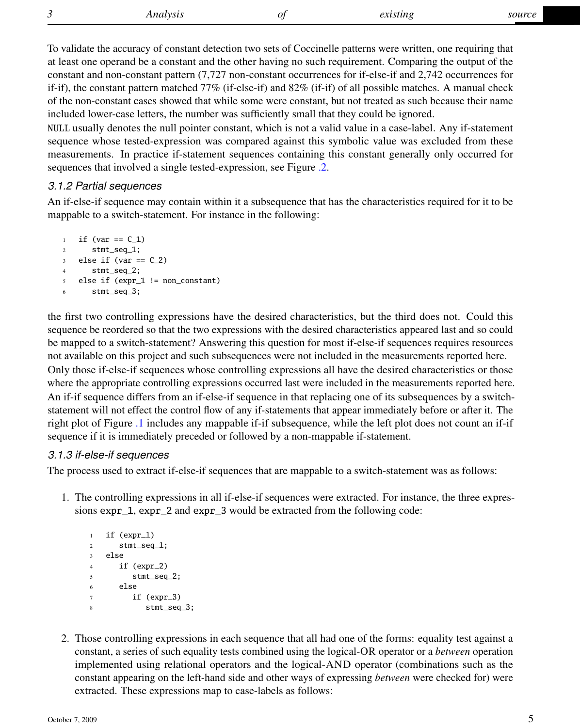To validate the accuracy of constant detection two sets of Coccinelle patterns were written, one requiring that at least one operand be a constant and the other having no such requirement. Comparing the output of the constant and non-constant pattern (7,727 non-constant occurrences for if-else-if and 2,742 occurrences for if-if), the constant pattern matched 77% (if-else-if) and 82% (if-if) of all possible matches. A manual check of the non-constant cases showed that while some were constant, but not treated as such because their name included lower-case letters, the number was sufficiently small that they could be ignored.

`NULL` usually denotes the null pointer constant, which is not a valid value in a case-label. Any if-statement sequence whose tested-expression was compared against this symbolic value was excluded from these measurements. In practice if-statement sequences containing this constant generally only occurred for sequences that involved a single tested-expression, see Figure .2.

### 3.1.2 Partial sequences

An if-else-if sequence may contain within it a subsequence that has the characteristics required for it to be mappable to a switch-statement. For instance in the following:

```
if (var == C_1)
   stmt_seq_1;
else if (var == C_2)
   stmt_seq_2;
else if (expr_1 != non_constant)
   stmt_seq_3;
```

the first two controlling expressions have the desired characteristics, but the third does not. Could this sequence be reordered so that the two expressions with the desired characteristics appeared last and so could be mapped to a switch-statement? Answering this question for most if-else-if sequences requires resources not available on this project and such subsequences were not included in the measurements reported here.

Only those if-else-if sequences whose controlling expressions all have the desired characteristics or those where the appropriate controlling expressions occurred last were included in the measurements reported here.

An if-if sequence differs from an if-else-if sequence in that replacing one of its subsequences by a switch-statement will not effect the control flow of any if-statements that appear immediately before or after it. The right plot of Figure .1 includes any mappable if-if subsequence, while the left plot does not count an if-if sequence if it is immediately preceded or followed by a non-mappable if-statement.

### 3.1.3 if-else-if sequences

The process used to extract if-else-if sequences that are mappable to a switch-statement was as follows:

1. The controlling expressions in all if-else-if sequences were extracted. For instance, the three expressions `expr_1`, `expr_2` and `expr_3` would be extracted from the following code:

   ```
   if (expr_1)
      stmt_seq_1;
   else
      if (expr_2)
         stmt_seq_2;
      else
         if (expr_3)
            stmt_seq_3;
   ```

2. Those controlling expressions in each sequence that all had one of the forms: equality test against a constant, a series of such equality tests combined using the logical-OR operator or a *between* operation implemented using relational operators and the logical-AND operator (combinations such as the constant appearing on the left-hand side and other ways of expressing *between* were checked for) were extracted. These expressions map to case-labels as follows: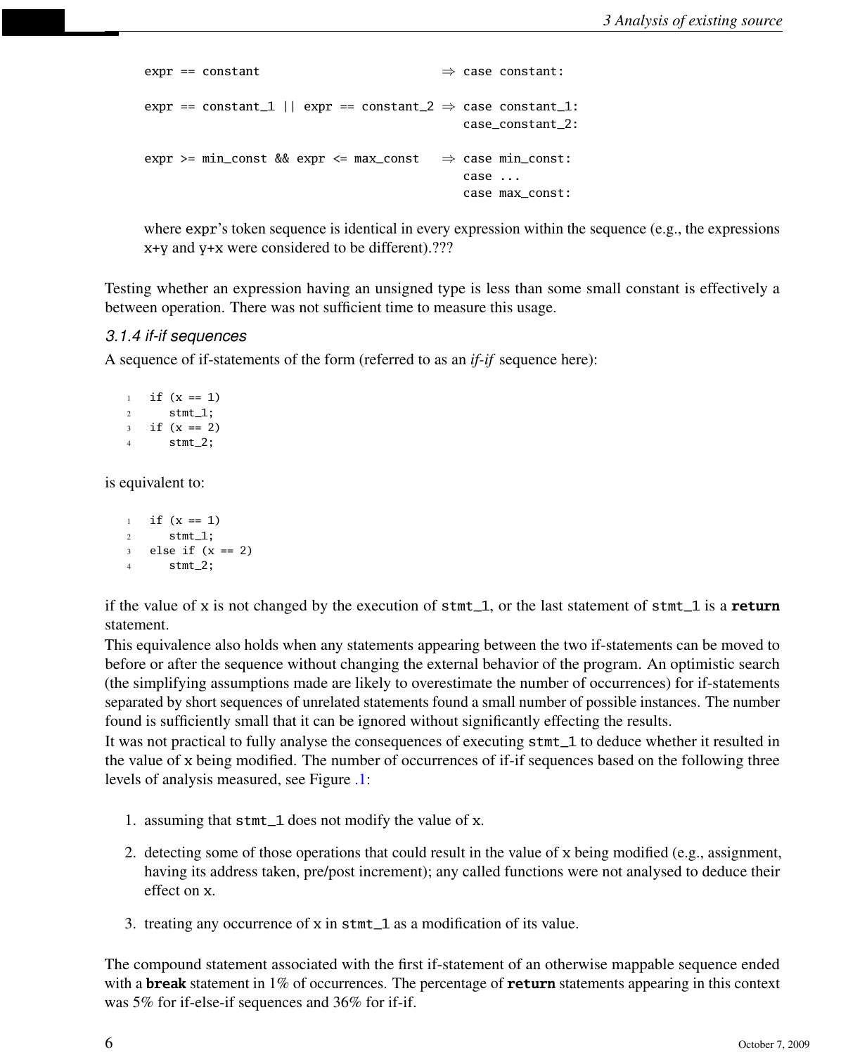```
expr == constant                          ⇒ case constant:

expr == constant_1 || expr == constant_2 ⇒ case constant_1:
                                            case_constant_2:

expr >= min_const && expr <= max_const   ⇒ case min_const:
                                            case ...
                                            case max_const:
```

where `expr`'s token sequence is identical in every expression within the sequence (e.g., the expressions `x+y` and `y+x` were considered to be different).???

Testing whether an expression having an unsigned type is less than some small constant is effectively a between operation. There was not sufficient time to measure this usage.

### 3.1.4 if-if sequences

A sequence of if-statements of the form (referred to as an *if-if* sequence here):

```
if (x == 1)
   stmt_1;
if (x == 2)
   stmt_2;
```

is equivalent to:

```
if (x == 1)
   stmt_1;
else if (x == 2)
   stmt_2;
```

if the value of `x` is not changed by the execution of `stmt_1`, or the last statement of `stmt_1` is a **`return`** statement.

This equivalence also holds when any statements appearing between the two if-statements can be moved to before or after the sequence without changing the external behavior of the program. An optimistic search (the simplifying assumptions made are likely to overestimate the number of occurrences) for if-statements separated by short sequences of unrelated statements found a small number of possible instances. The number found is sufficiently small that it can be ignored without significantly effecting the results.

It was not practical to fully analyse the consequences of executing `stmt_1` to deduce whether it resulted in the value of `x` being modified. The number of occurrences of if-if sequences based on the following three levels of analysis measured, see Figure .1:

1. assuming that `stmt_1` does not modify the value of `x`.
2. detecting some of those operations that could result in the value of `x` being modified (e.g., assignment, having its address taken, pre/post increment); any called functions were not analysed to deduce their effect on `x`.
3. treating any occurrence of `x` in `stmt_1` as a modification of its value.

The compound statement associated with the first if-statement of an otherwise mappable sequence ended with a **`break`** statement in 1% of occurrences. The percentage of **`return`** statements appearing in this context was 5% for if-else-if sequences and 36% for if-if.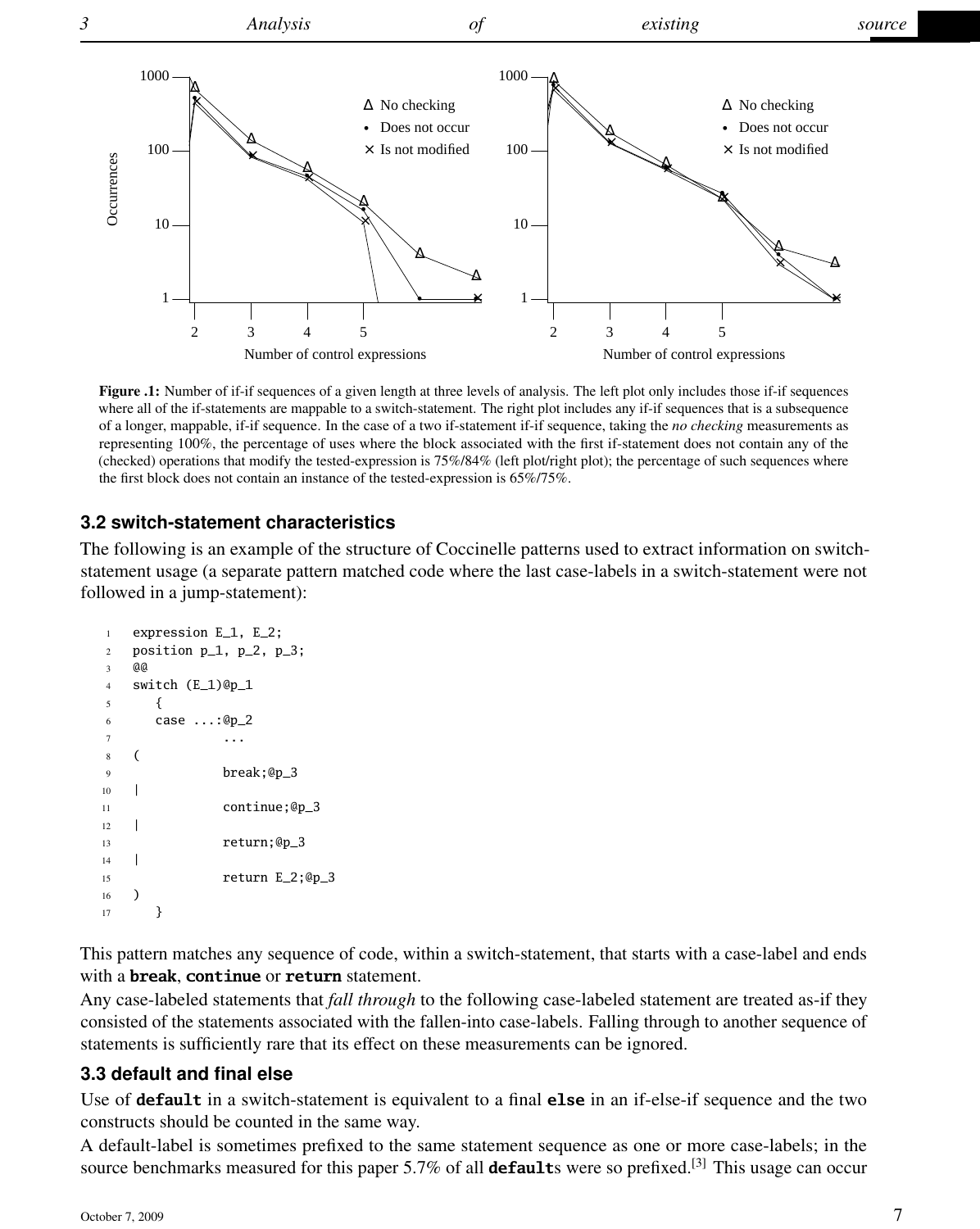Figure .1: Number of if-if sequences of a given length at three levels of analysis. The left plot only includes those if-if sequences where all of the if-statements are mappable to a switch-statement. The right plot includes any if-if sequences that is a subsequence of a longer, mappable, if-if sequence. In the case of a two if-statement if-if sequence, taking the *no checking* measurements as representing 100%, the percentage of uses where the block associated with the first if-statement does not contain any of the (checked) operations that modify the tested-expression is 75%/84% (left plot/right plot); the percentage of such sequences where the first block does not contain an instance of the tested-expression is 65%/75%.

### 3.2 switch-statement characteristics

The following is an example of the structure of Coccinelle patterns used to extract information on switch-statement usage (a separate pattern matched code where the last case-labels in a switch-statement were not followed in a jump-statement):

```
expression E_1, E_2;
position p_1, p_2, p_3;
@@
switch (E_1)@p_1
   {
   case ...:@p_2
            ...
(
            break;@p_3
|
            continue;@p_3
|
            return;@p_3
|
            return E_2;@p_3
)
   }
```

This pattern matches any sequence of code, within a switch-statement, that starts with a case-label and ends with a **break**, **continue** or **return** statement.

Any case-labeled statements that *fall through* to the following case-labeled statement are treated as-if they consisted of the statements associated with the fallen-into case-labels. Falling through to another sequence of statements is sufficiently rare that its effect on these measurements can be ignored.

### 3.3 default and final else

Use of **default** in a switch-statement is equivalent to a final **else** in an if-else-if sequence and the two constructs should be counted in the same way.

A default-label is sometimes prefixed to the same statement sequence as one or more case-labels; in the source benchmarks measured for this paper 5.7% of all **default**s were so prefixed.[3] This usage can occur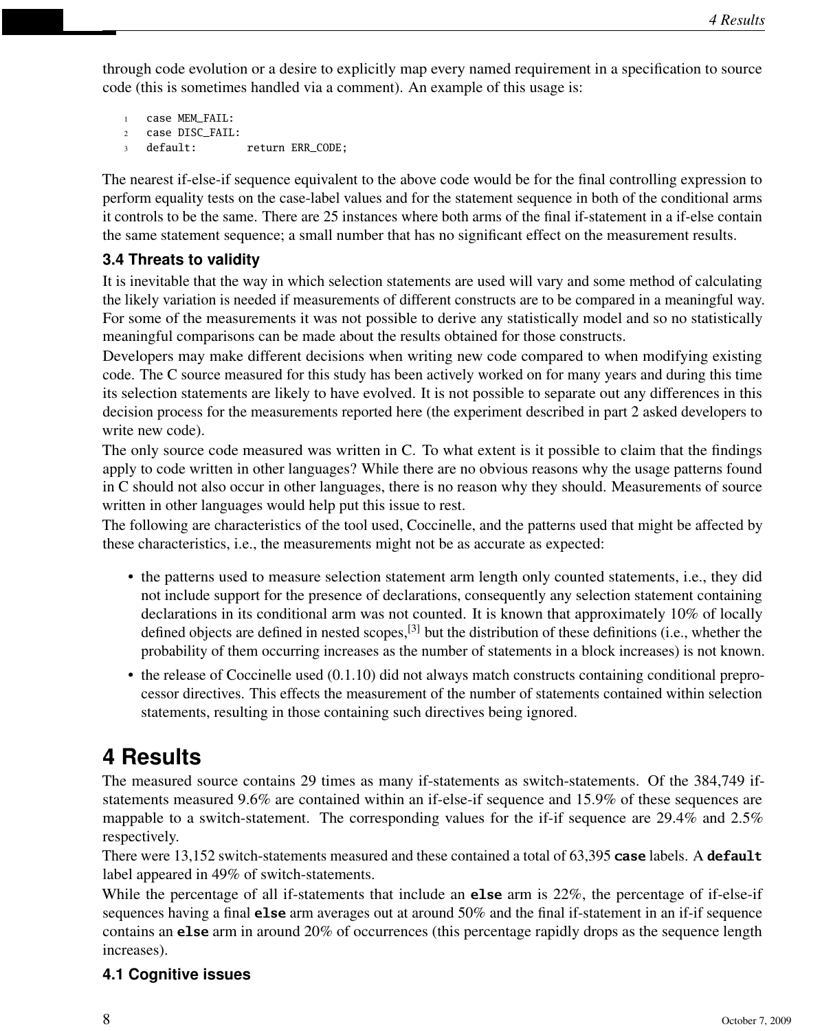through code evolution or a desire to explicitly map every named requirement in a specification to source code (this is sometimes handled via a comment). An example of this usage is:

```
case MEM_FAIL:
case DISC_FAIL:
default:        return ERR_CODE;
```

The nearest if-else-if sequence equivalent to the above code would be for the final controlling expression to perform equality tests on the case-label values and for the statement sequence in both of the conditional arms it controls to be the same. There are 25 instances where both arms of the final if-statement in a if-else contain the same statement sequence; a small number that has no significant effect on the measurement results.

### 3.4 Threats to validity

It is inevitable that the way in which selection statements are used will vary and some method of calculating the likely variation is needed if measurements of different constructs are to be compared in a meaningful way. For some of the measurements it was not possible to derive any statistically model and so no statistically meaningful comparisons can be made about the results obtained for those constructs.

Developers may make different decisions when writing new code compared to when modifying existing code. The C source measured for this study has been actively worked on for many years and during this time its selection statements are likely to have evolved. It is not possible to separate out any differences in this decision process for the measurements reported here (the experiment described in part 2 asked developers to write new code).

The only source code measured was written in C. To what extent is it possible to claim that the findings apply to code written in other languages? While there are no obvious reasons why the usage patterns found in C should not also occur in other languages, there is no reason why they should. Measurements of source written in other languages would help put this issue to rest.

The following are characteristics of the tool used, Coccinelle, and the patterns used that might be affected by these characteristics, i.e., the measurements might not be as accurate as expected:

- the patterns used to measure selection statement arm length only counted statements, i.e., they did not include support for the presence of declarations, consequently any selection statement containing declarations in its conditional arm was not counted. It is known that approximately 10% of locally defined objects are defined in nested scopes,[3] but the distribution of these definitions (i.e., whether the probability of them occurring increases as the number of statements in a block increases) is not known.
- the release of Coccinelle used (0.1.10) did not always match constructs containing conditional preprocessor directives. This effects the measurement of the number of statements contained within selection statements, resulting in those containing such directives being ignored.

## 4 Results

The measured source contains 29 times as many if-statements as switch-statements. Of the 384,749 if-statements measured 9.6% are contained within an if-else-if sequence and 15.9% of these sequences are mappable to a switch-statement. The corresponding values for the if-if sequence are 29.4% and 2.5% respectively.

There were 13,152 switch-statements measured and these contained a total of 63,395 **case** labels. A **default** label appeared in 49% of switch-statements.

While the percentage of all if-statements that include an **else** arm is 22%, the percentage of if-else-if sequences having a final **else** arm averages out at around 50% and the final if-statement in an if-if sequence contains an **else** arm in around 20% of occurrences (this percentage rapidly drops as the sequence length increases).

### 4.1 Cognitive issues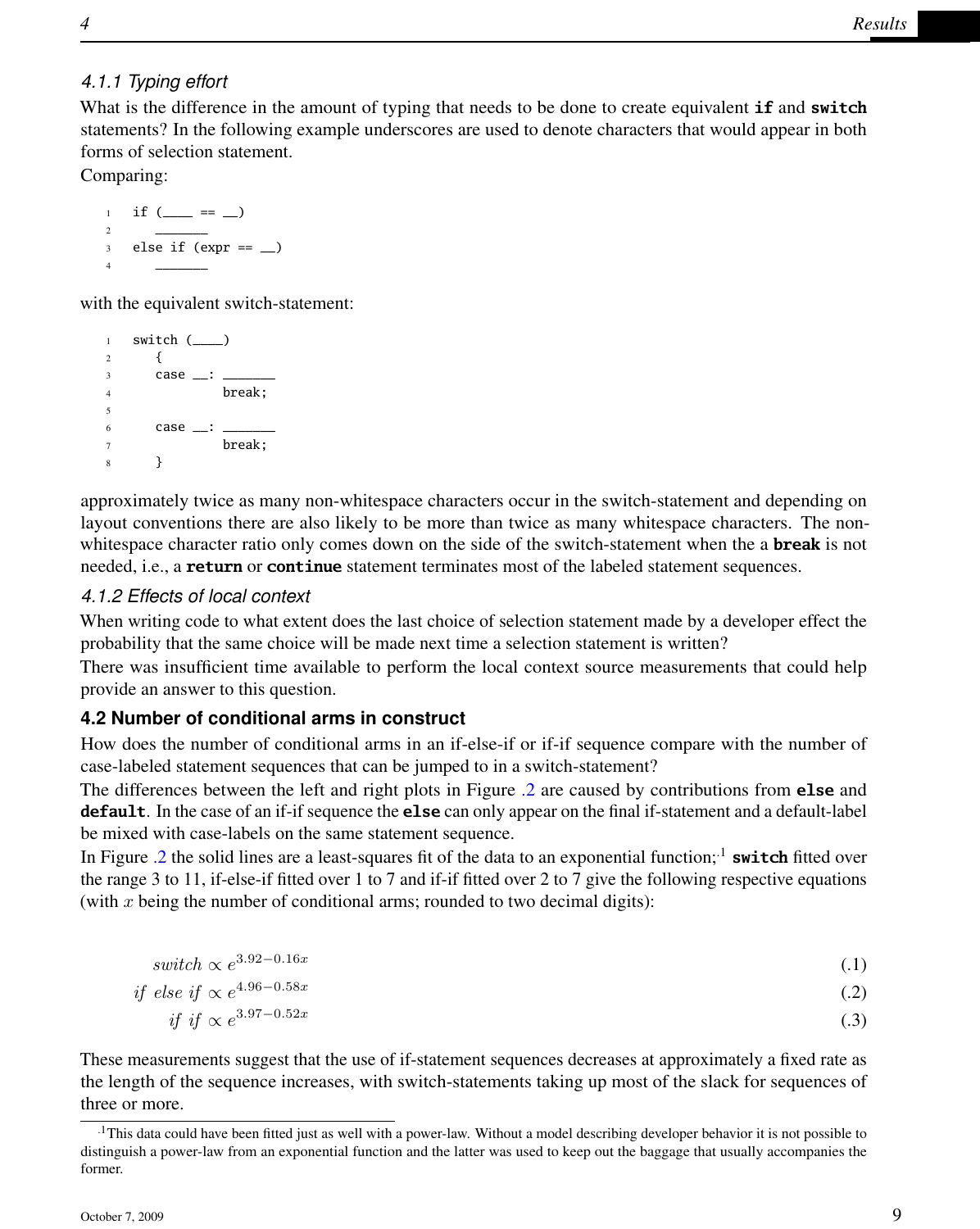#### 4.1.1 Typing effort

What is the difference in the amount of typing that needs to be done to create equivalent **if** and **switch** statements? In the following example underscores are used to denote characters that would appear in both forms of selection statement.
Comparing:

```
if (____ == __)
   _______
else if (expr == __)
   _______
```

with the equivalent switch-statement:

```
switch (____)
   {
   case __: _______
            break;

   case __: _______
            break;
   }
```

approximately twice as many non-whitespace characters occur in the switch-statement and depending on layout conventions there are also likely to be more than twice as many whitespace characters. The non-whitespace character ratio only comes down on the side of the switch-statement when the a **break** is not needed, i.e., a **return** or **continue** statement terminates most of the labeled statement sequences.

#### 4.1.2 Effects of local context

When writing code to what extent does the last choice of selection statement made by a developer effect the probability that the same choice will be made next time a selection statement is written?
There was insufficient time available to perform the local context source measurements that could help provide an answer to this question.

### 4.2 Number of conditional arms in construct

How does the number of conditional arms in an if-else-if or if-if sequence compare with the number of case-labeled statement sequences that can be jumped to in a switch-statement?
The differences between the left and right plots in Figure .2 are caused by contributions from **else** and **default**. In the case of an if-if sequence the **else** can only appear on the final if-statement and a default-label be mixed with case-labels on the same statement sequence.
In Figure .2 the solid lines are a least-squares fit of the data to an exponential function;[1] **switch** fitted over the range 3 to 11, if-else-if fitted over 1 to 7 and if-if fitted over 2 to 7 give the following respective equations (with $x$ being the number of conditional arms; rounded to two decimal digits):

$$switch \propto e^{3.92-0.16x} \tag{.1}$$

$$if\ else\ if \propto e^{4.96-0.58x} \tag{.2}$$

$$if\ if \propto e^{3.97-0.52x} \tag{.3}$$

These measurements suggest that the use of if-statement sequences decreases at approximately a fixed rate as the length of the sequence increases, with switch-statements taking up most of the slack for sequences of three or more.

[1] This data could have been fitted just as well with a power-law. Without a model describing developer behavior it is not possible to distinguish a power-law from an exponential function and the latter was used to keep out the baggage that usually accompanies the former.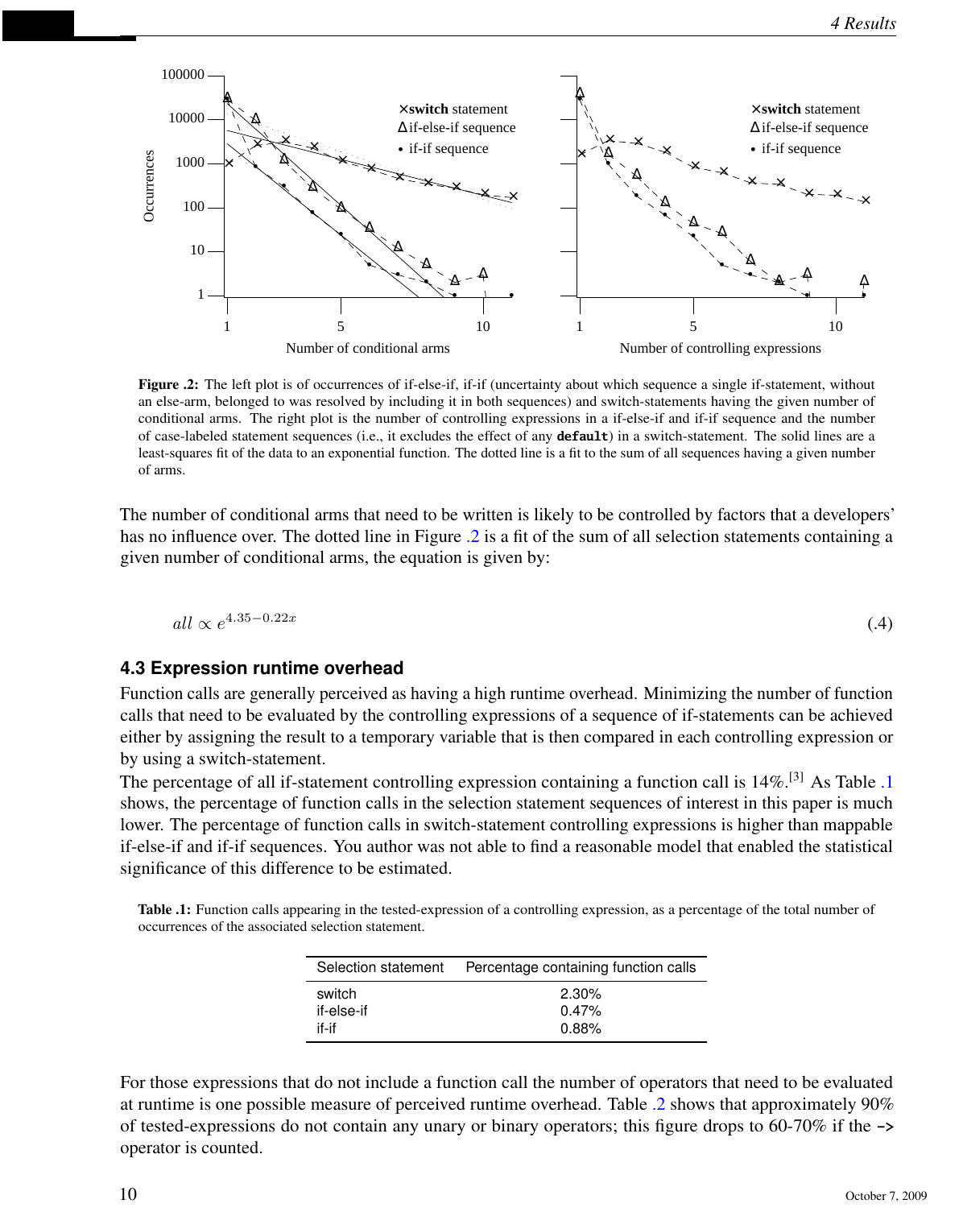Figure .2: The left plot is of occurrences of if-else-if, if-if (uncertainty about which sequence a single if-statement, without an else-arm, belonged to was resolved by including it in both sequences) and switch-statements having the given number of conditional arms. The right plot is the number of controlling expressions in a if-else-if and if-if sequence and the number of case-labeled statement sequences (i.e., it excludes the effect of any **`default`**) in a switch-statement. The solid lines are a least-squares fit of the data to an exponential function. The dotted line is a fit to the sum of all sequences having a given number of arms.

The number of conditional arms that need to be written is likely to be controlled by factors that a developers' has no influence over. The dotted line in Figure .2 is a fit of the sum of all selection statements containing a given number of conditional arms, the equation is given by:

$$all \propto e^{4.35-0.22x} \tag{.4}$$

### 4.3 Expression runtime overhead

Function calls are generally perceived as having a high runtime overhead. Minimizing the number of function calls that need to be evaluated by the controlling expressions of a sequence of if-statements can be achieved either by assigning the result to a temporary variable that is then compared in each controlling expression or by using a switch-statement.

The percentage of all if-statement controlling expression containing a function call is 14%.[3] As Table .1 shows, the percentage of function calls in the selection statement sequences of interest in this paper is much lower. The percentage of function calls in switch-statement controlling expressions is higher than mappable if-else-if and if-if sequences. You author was not able to find a reasonable model that enabled the statistical significance of this difference to be estimated.

Table .1: Function calls appearing in the tested-expression of a controlling expression, as a percentage of the total number of occurrences of the associated selection statement.

| Selection statement | Percentage containing function calls |
|---|---|
| switch | 2.30% |
| if-else-if | 0.47% |
| if-if | 0.88% |

For those expressions that do not include a function call the number of operators that need to be evaluated at runtime is one possible measure of perceived runtime overhead. Table .2 shows that approximately 90% of tested-expressions do not contain any unary or binary operators; this figure drops to 60-70% if the `->` operator is counted.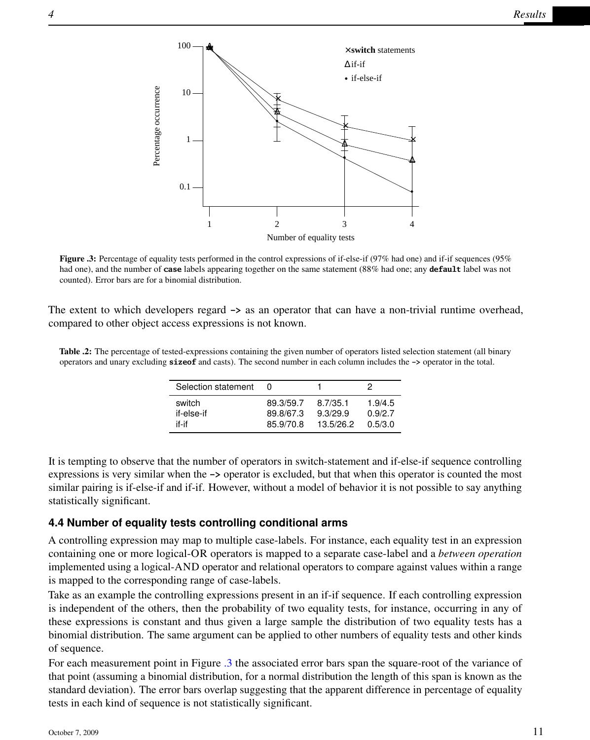Figure .3: Percentage of equality tests performed in the control expressions of if-else-if (97% had one) and if-if sequences (95% had one), and the number of **case** labels appearing together on the same statement (88% had one; any **default** label was not counted). Error bars are for a binomial distribution.

The extent to which developers regard `->` as an operator that can have a non-trivial runtime overhead, compared to other object access expressions is not known.

**Table .2:** The percentage of tested-expressions containing the given number of operators listed selection statement (all binary operators and unary excluding **sizeof** and casts). The second number in each column includes the `->` operator in the total.

| Selection statement | 0 | 1 | 2 |
|---|---|---|---|
| switch | 89.3/59.7 | 8.7/35.1 | 1.9/4.5 |
| if-else-if | 89.8/67.3 | 9.3/29.9 | 0.9/2.7 |
| if-if | 85.9/70.8 | 13.5/26.2 | 0.5/3.0 |

It is tempting to observe that the number of operators in switch-statement and if-else-if sequence controlling expressions is very similar when the `->` operator is excluded, but that when this operator is counted the most similar pairing is if-else-if and if-if. However, without a model of behavior it is not possible to say anything statistically significant.

### 4.4 Number of equality tests controlling conditional arms

A controlling expression may map to multiple case-labels. For instance, each equality test in an expression containing one or more logical-OR operators is mapped to a separate case-label and a *between operation* implemented using a logical-AND operator and relational operators to compare against values within a range is mapped to the corresponding range of case-labels.

Take as an example the controlling expressions present in an if-if sequence. If each controlling expression is independent of the others, then the probability of two equality tests, for instance, occurring in any of these expressions is constant and thus given a large sample the distribution of two equality tests has a binomial distribution. The same argument can be applied to other numbers of equality tests and other kinds of sequence.

For each measurement point in Figure .3 the associated error bars span the square-root of the variance of that point (assuming a binomial distribution, for a normal distribution the length of this span is known as the standard deviation). The error bars overlap suggesting that the apparent difference in percentage of equality tests in each kind of sequence is not statistically significant.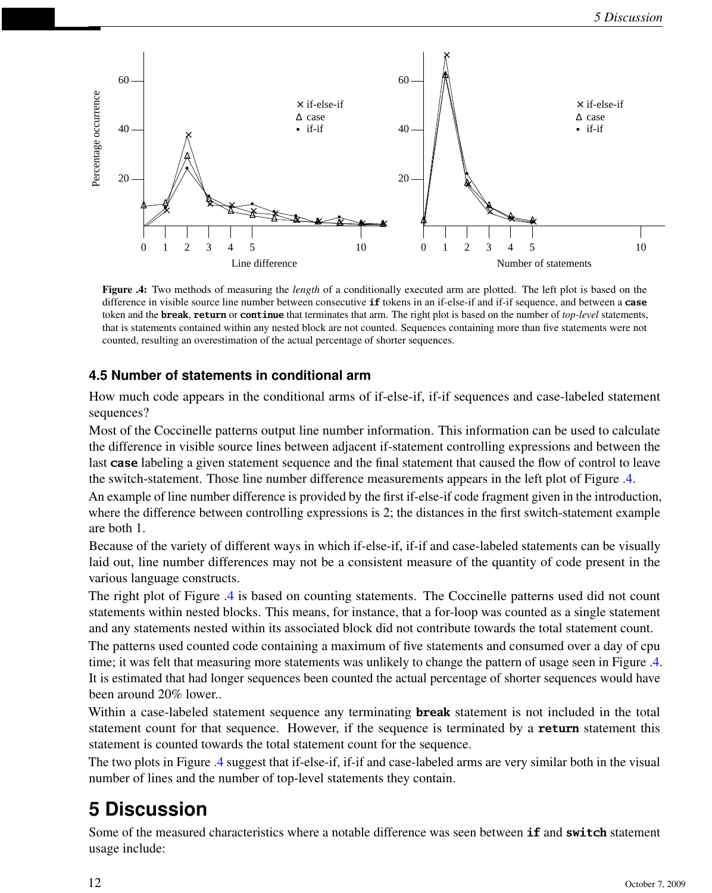**Figure .4:** Two methods of measuring the *length* of a conditionally executed arm are plotted. The left plot is based on the difference in visible source line number between consecutive **if** tokens in an if-else-if and if-if sequence, and between a **case** token and the **break**, **return** or **continue** that terminates that arm. The right plot is based on the number of *top-level* statements, that is statements contained within any nested block are not counted. Sequences containing more than five statements were not counted, resulting an overestimation of the actual percentage of shorter sequences.

### 4.5 Number of statements in conditional arm

How much code appears in the conditional arms of if-else-if, if-if sequences and case-labeled statement sequences?

Most of the Coccinelle patterns output line number information. This information can be used to calculate the difference in visible source lines between adjacent if-statement controlling expressions and between the last **case** labeling a given statement sequence and the final statement that caused the flow of control to leave the switch-statement. Those line number difference measurements appears in the left plot of Figure .4.

An example of line number difference is provided by the first if-else-if code fragment given in the introduction, where the difference between controlling expressions is 2; the distances in the first switch-statement example are both 1.

Because of the variety of different ways in which if-else-if, if-if and case-labeled statements can be visually laid out, line number differences may not be a consistent measure of the quantity of code present in the various language constructs.

The right plot of Figure .4 is based on counting statements. The Coccinelle patterns used did not count statements within nested blocks. This means, for instance, that a for-loop was counted as a single statement and any statements nested within its associated block did not contribute towards the total statement count.

The patterns used counted code containing a maximum of five statements and consumed over a day of cpu time; it was felt that measuring more statements was unlikely to change the pattern of usage seen in Figure .4. It is estimated that had longer sequences been counted the actual percentage of shorter sequences would have been around 20% lower..

Within a case-labeled statement sequence any terminating **break** statement is not included in the total statement count for that sequence. However, if the sequence is terminated by a **return** statement this statement is counted towards the total statement count for the sequence.

The two plots in Figure .4 suggest that if-else-if, if-if and case-labeled arms are very similar both in the visual number of lines and the number of top-level statements they contain.

# 5 Discussion

Some of the measured characteristics where a notable difference was seen between **if** and **switch** statement usage include: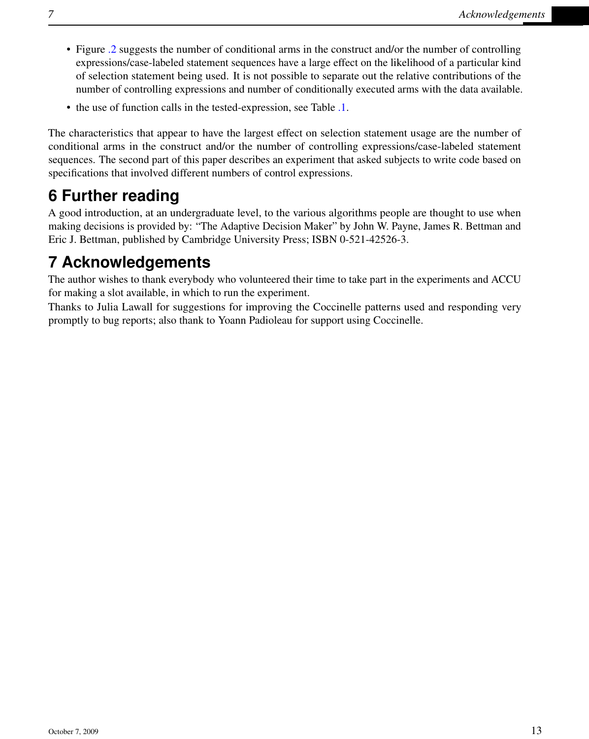- Figure .2 suggests the number of conditional arms in the construct and/or the number of controlling expressions/case-labeled statement sequences have a large effect on the likelihood of a particular kind of selection statement being used. It is not possible to separate out the relative contributions of the number of controlling expressions and number of conditionally executed arms with the data available.
- the use of function calls in the tested-expression, see Table .1.

The characteristics that appear to have the largest effect on selection statement usage are the number of conditional arms in the construct and/or the number of controlling expressions/case-labeled statement sequences. The second part of this paper describes an experiment that asked subjects to write code based on specifications that involved different numbers of control expressions.

# 6 Further reading

A good introduction, at an undergraduate level, to the various algorithms people are thought to use when making decisions is provided by: "The Adaptive Decision Maker" by John W. Payne, James R. Bettman and Eric J. Bettman, published by Cambridge University Press; ISBN 0-521-42526-3.

# 7 Acknowledgements

The author wishes to thank everybody who volunteered their time to take part in the experiments and ACCU for making a slot available, in which to run the experiment.

Thanks to Julia Lawall for suggestions for improving the Coccinelle patterns used and responding very promptly to bug reports; also thank to Yoann Padioleau for support using Coccinelle.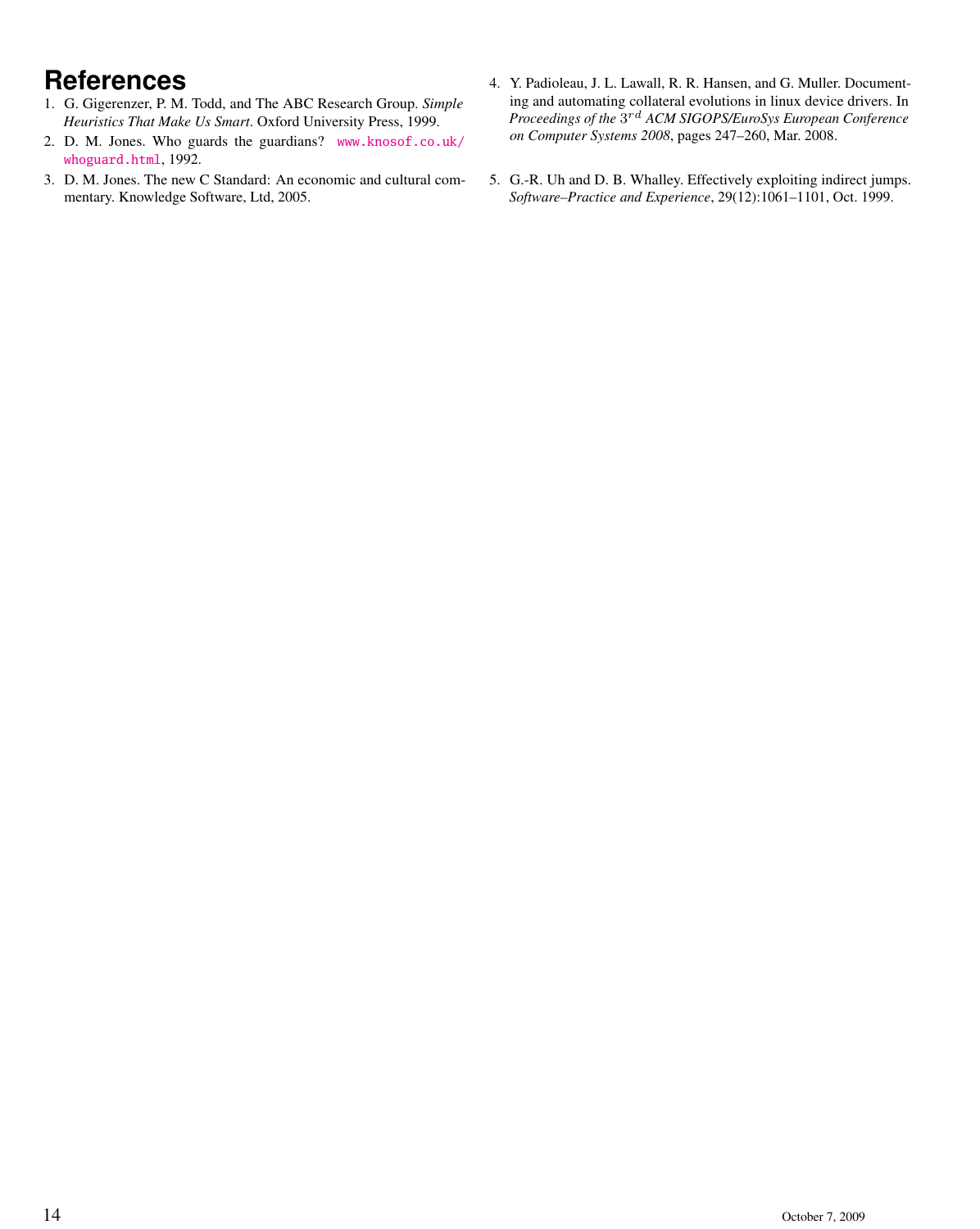# References

1. G. Gigerenzer, P. M. Todd, and The ABC Research Group. *Simple Heuristics That Make Us Smart*. Oxford University Press, 1999.
2. D. M. Jones. Who guards the guardians? www.knosof.co.uk/whoguard.html, 1992.
3. D. M. Jones. The new C Standard: An economic and cultural commentary. Knowledge Software, Ltd, 2005.
4. Y. Padioleau, J. L. Lawall, R. R. Hansen, and G. Muller. Documenting and automating collateral evolutions in linux device drivers. In *Proceedings of the* $3^{rd}$ *ACM SIGOPS/EuroSys European Conference on Computer Systems 2008*, pages 247–260, Mar. 2008.
5. G.-R. Uh and D. B. Whalley. Effectively exploiting indirect jumps. *Software–Practice and Experience*, 29(12):1061–1101, Oct. 1999.